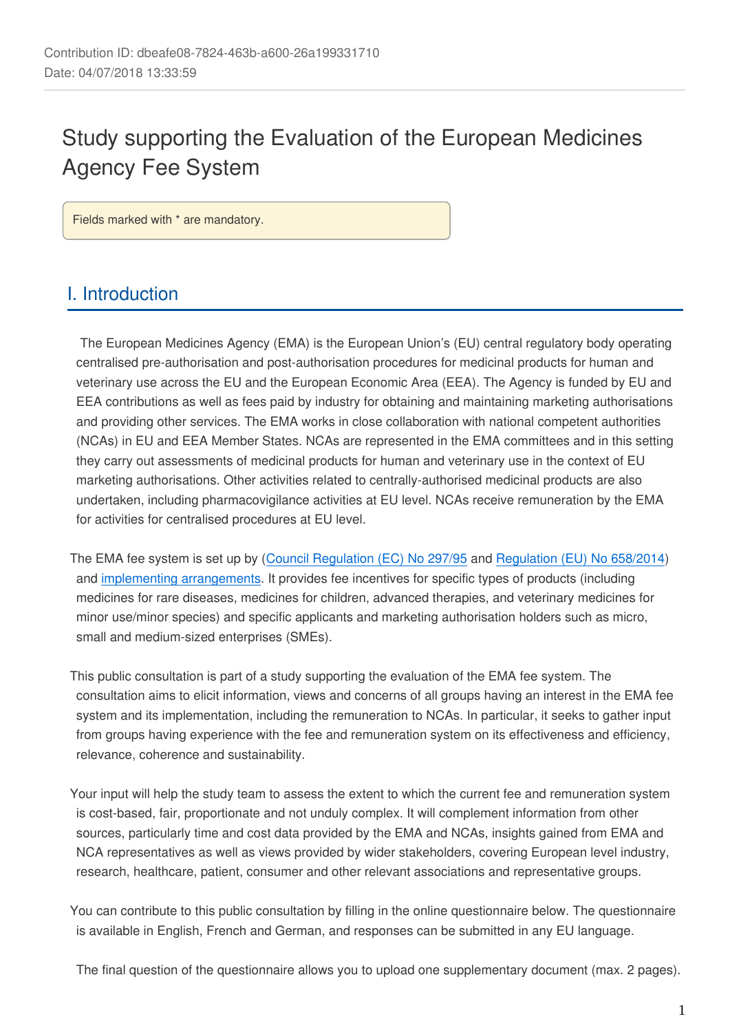Contribution ID: dbeafe08-7824-463b-a600-26a199331710
Date: 04/07/2018 13:33:59

# Study supporting the Evaluation of the European Medicines Agency Fee System

Fields marked with * are mandatory.

## I. Introduction

The European Medicines Agency (EMA) is the European Union's (EU) central regulatory body operating centralised pre-authorisation and post-authorisation procedures for medicinal products for human and veterinary use across the EU and the European Economic Area (EEA). The Agency is funded by EU and EEA contributions as well as fees paid by industry for obtaining and maintaining marketing authorisations and providing other services. The EMA works in close collaboration with national competent authorities (NCAs) in EU and EEA Member States. NCAs are represented in the EMA committees and in this setting they carry out assessments of medicinal products for human and veterinary use in the context of EU marketing authorisations. Other activities related to centrally-authorised medicinal products are also undertaken, including pharmacovigilance activities at EU level. NCAs receive remuneration by the EMA for activities for centralised procedures at EU level.

The EMA fee system is set up by (Council Regulation (EC) No 297/95 and Regulation (EU) No 658/2014) and implementing arrangements. It provides fee incentives for specific types of products (including medicines for rare diseases, medicines for children, advanced therapies, and veterinary medicines for minor use/minor species) and specific applicants and marketing authorisation holders such as micro, small and medium-sized enterprises (SMEs).

This public consultation is part of a study supporting the evaluation of the EMA fee system. The consultation aims to elicit information, views and concerns of all groups having an interest in the EMA fee system and its implementation, including the remuneration to NCAs. In particular, it seeks to gather input from groups having experience with the fee and remuneration system on its effectiveness and efficiency, relevance, coherence and sustainability.

Your input will help the study team to assess the extent to which the current fee and remuneration system is cost-based, fair, proportionate and not unduly complex. It will complement information from other sources, particularly time and cost data provided by the EMA and NCAs, insights gained from EMA and NCA representatives as well as views provided by wider stakeholders, covering European level industry, research, healthcare, patient, consumer and other relevant associations and representative groups.

You can contribute to this public consultation by filling in the online questionnaire below. The questionnaire is available in English, French and German, and responses can be submitted in any EU language.

The final question of the questionnaire allows you to upload one supplementary document (max. 2 pages).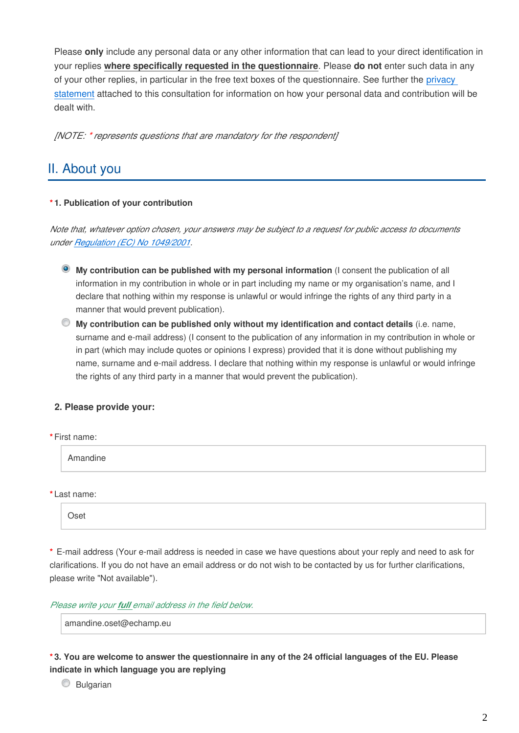Please **only** include any personal data or any other information that can lead to your direct identification in your replies **where specifically requested in the questionnaire**. Please **do not** enter such data in any of your other replies, in particular in the free text boxes of the questionnaire. See further the privacy statement attached to this consultation for information on how your personal data and contribution will be dealt with.

*[NOTE: * represents questions that are mandatory for the respondent]*

## II. About you

**\*1. Publication of your contribution**

*Note that, whatever option chosen, your answers may be subject to a request for public access to documents under Regulation (EC) No 1049/2001.*

- (●) **My contribution can be published with my personal information** (I consent the publication of all information in my contribution in whole or in part including my name or my organisation's name, and I declare that nothing within my response is unlawful or would infringe the rights of any third party in a manner that would prevent publication).
- ( ) **My contribution can be published only without my identification and contact details** (i.e. name, surname and e-mail address) (I consent to the publication of any information in my contribution in whole or in part (which may include quotes or opinions I express) provided that it is done without publishing my name, surname and e-mail address. I declare that nothing within my response is unlawful or would infringe the rights of any third party in a manner that would prevent the publication).

**2. Please provide your:**

\*First name:

Amandine

\*Last name:

Oset

\* E-mail address (Your e-mail address is needed in case we have questions about your reply and need to ask for clarifications. If you do not have an email address or do not wish to be contacted by us for further clarifications, please write "Not available").

*Please write your **full** email address in the field below.*

amandine.oset@echamp.eu

**\*3. You are welcome to answer the questionnaire in any of the 24 official languages of the EU. Please indicate in which language you are replying**

- ( ) Bulgarian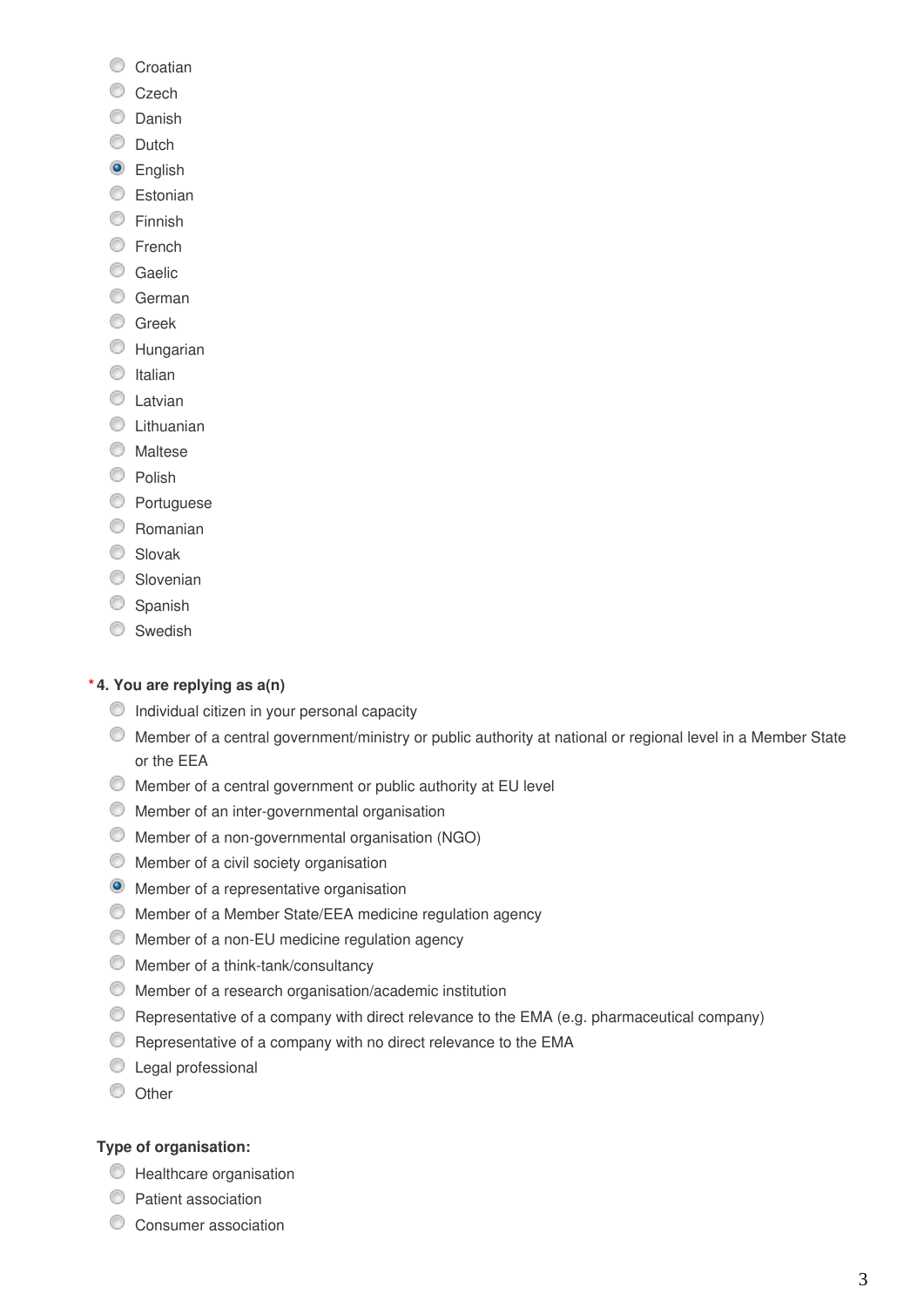- ( ) Croatian
- ( ) Czech
- ( ) Danish
- ( ) Dutch
- (•) English
- ( ) Estonian
- ( ) Finnish
- ( ) French
- ( ) Gaelic
- ( ) German
- ( ) Greek
- ( ) Hungarian
- ( ) Italian
- ( ) Latvian
- ( ) Lithuanian
- ( ) Maltese
- ( ) Polish
- ( ) Portuguese
- ( ) Romanian
- ( ) Slovak
- ( ) Slovenian
- ( ) Spanish
- ( ) Swedish

**\* 4. You are replying as a(n)**

- ( ) Individual citizen in your personal capacity
- ( ) Member of a central government/ministry or public authority at national or regional level in a Member State or the EEA
- ( ) Member of a central government or public authority at EU level
- ( ) Member of an inter-governmental organisation
- ( ) Member of a non-governmental organisation (NGO)
- ( ) Member of a civil society organisation
- (•) Member of a representative organisation
- ( ) Member of a Member State/EEA medicine regulation agency
- ( ) Member of a non-EU medicine regulation agency
- ( ) Member of a think-tank/consultancy
- ( ) Member of a research organisation/academic institution
- ( ) Representative of a company with direct relevance to the EMA (e.g. pharmaceutical company)
- ( ) Representative of a company with no direct relevance to the EMA
- ( ) Legal professional
- ( ) Other

**Type of organisation:**

- ( ) Healthcare organisation
- ( ) Patient association
- ( ) Consumer association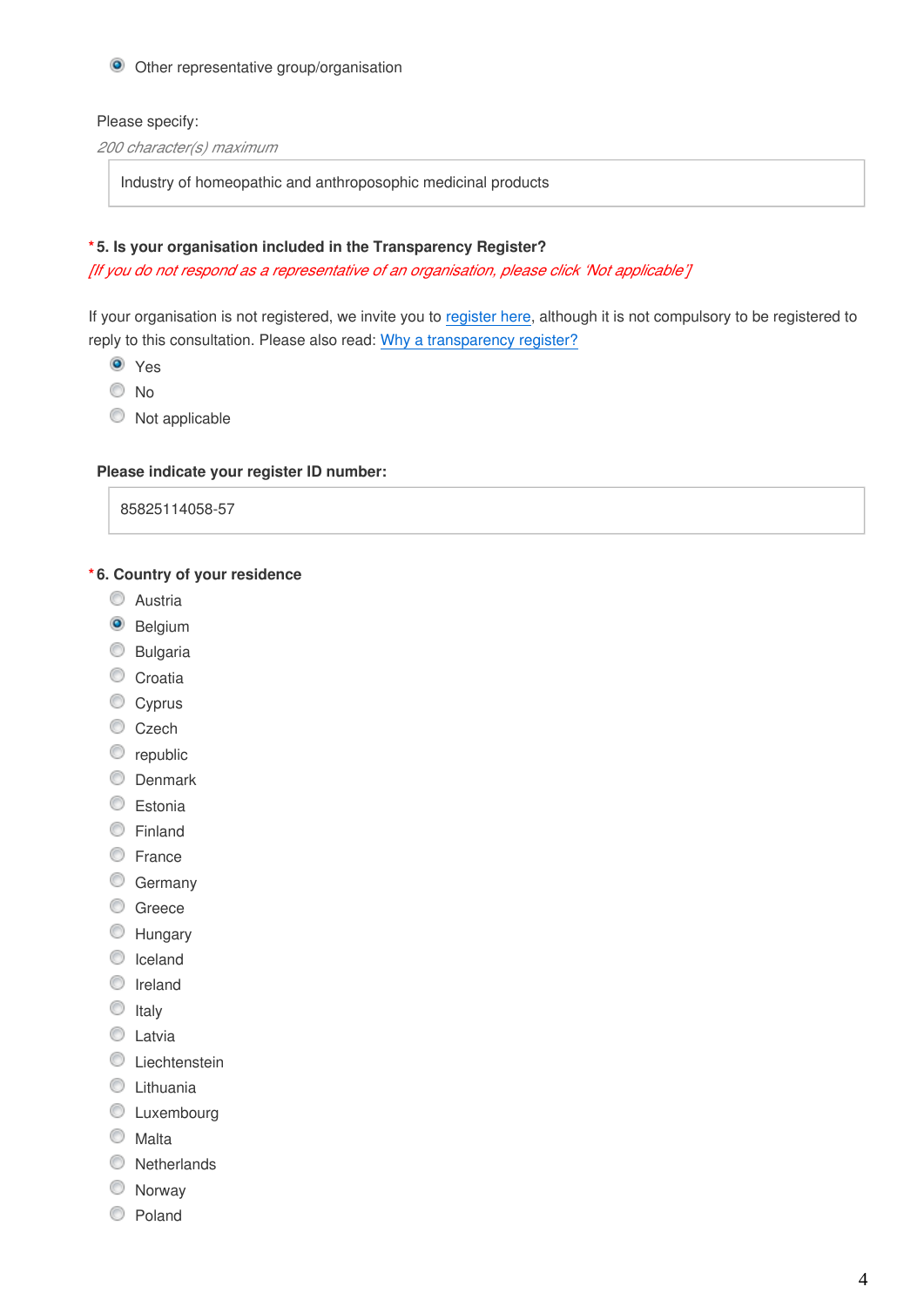- [x] Other representative group/organisation

Please specify:

*200 character(s) maximum*

Industry of homeopathic and anthroposophic medicinal products

**\*5. Is your organisation included in the Transparency Register?**

*[If you do not respond as a representative of an organisation, please click 'Not applicable']*

If your organisation is not registered, we invite you to register here, although it is not compulsory to be registered to reply to this consultation. Please also read: Why a transparency register?

- [x] Yes
- [ ] No
- [ ] Not applicable

**Please indicate your register ID number:**

85825114058-57

**\*6. Country of your residence**

- [ ] Austria
- [x] Belgium
- [ ] Bulgaria
- [ ] Croatia
- [ ] Cyprus
- [ ] Czech
- [ ] republic
- [ ] Denmark
- [ ] Estonia
- [ ] Finland
- [ ] France
- [ ] Germany
- [ ] Greece
- [ ] Hungary
- [ ] Iceland
- [ ] Ireland
- [ ] Italy
- [ ] Latvia
- [ ] Liechtenstein
- [ ] Lithuania
- [ ] Luxembourg
- [ ] Malta
- [ ] Netherlands
- [ ] Norway
- [ ] Poland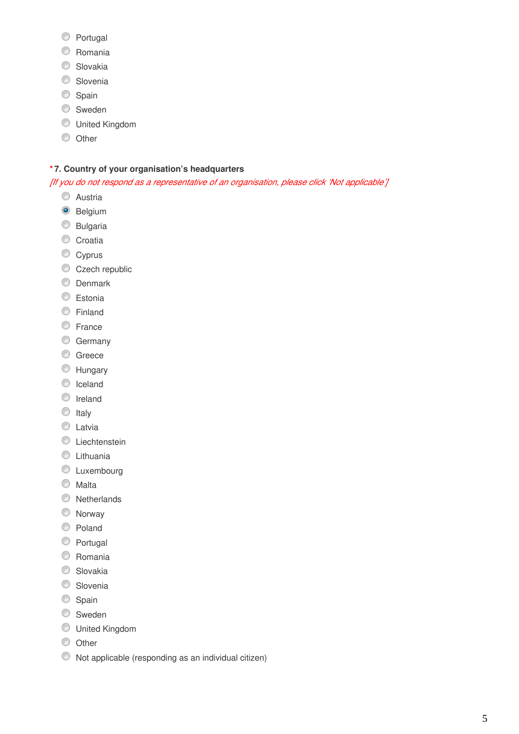- Portugal
- Romania
- Slovakia
- Slovenia
- Spain
- Sweden
- United Kingdom
- Other

**\*7. Country of your organisation's headquarters**

*[If you do not respond as a representative of an organisation, please click 'Not applicable']*

- Austria
- Belgium (selected)
- Bulgaria
- Croatia
- Cyprus
- Czech republic
- Denmark
- Estonia
- Finland
- France
- Germany
- Greece
- Hungary
- Iceland
- Ireland
- Italy
- Latvia
- Liechtenstein
- Lithuania
- Luxembourg
- Malta
- Netherlands
- Norway
- Poland
- Portugal
- Romania
- Slovakia
- Slovenia
- Spain
- Sweden
- United Kingdom
- Other
- Not applicable (responding as an individual citizen)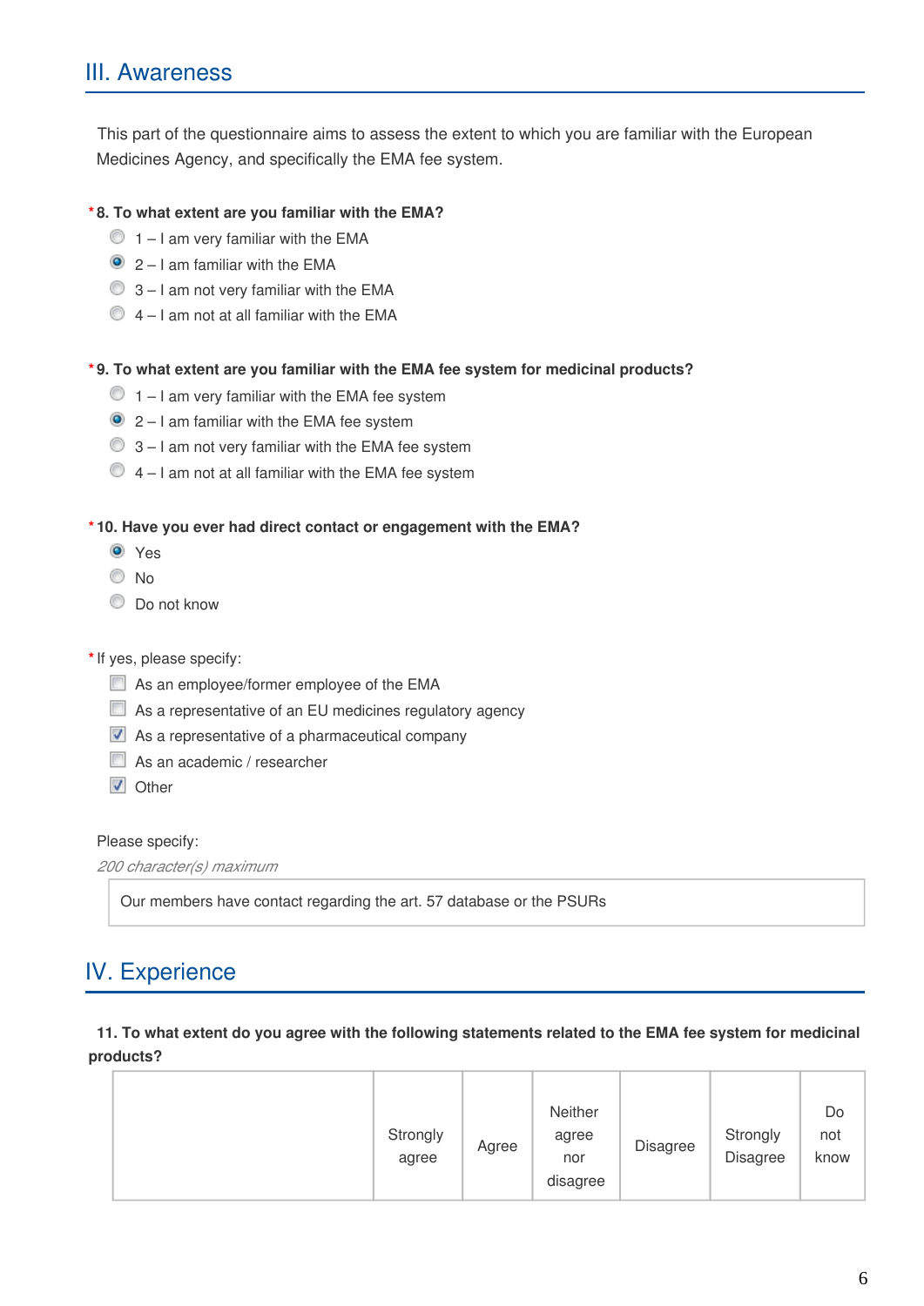## III. Awareness

This part of the questionnaire aims to assess the extent to which you are familiar with the European Medicines Agency, and specifically the EMA fee system.

**\*8. To what extent are you familiar with the EMA?**

- ○ 1 – I am very familiar with the EMA
- ◉ 2 – I am familiar with the EMA
- ○ 3 – I am not very familiar with the EMA
- ○ 4 – I am not at all familiar with the EMA

**\*9. To what extent are you familiar with the EMA fee system for medicinal products?**

- ○ 1 – I am very familiar with the EMA fee system
- ◉ 2 – I am familiar with the EMA fee system
- ○ 3 – I am not very familiar with the EMA fee system
- ○ 4 – I am not at all familiar with the EMA fee system

**\*10. Have you ever had direct contact or engagement with the EMA?**

- ◉ Yes
- ○ No
- ○ Do not know

\*If yes, please specify:

- ☐ As an employee/former employee of the EMA
- ☐ As a representative of an EU medicines regulatory agency
- ☑ As a representative of a pharmaceutical company
- ☐ As an academic / researcher
- ☑ Other

Please specify:

*200 character(s) maximum*

Our members have contact regarding the art. 57 database or the PSURs

## IV. Experience

**11. To what extent do you agree with the following statements related to the EMA fee system for medicinal products?**

| | Strongly agree | Agree | Neither agree nor disagree | Disagree | Strongly Disagree | Do not know |
|---|---|---|---|---|---|---|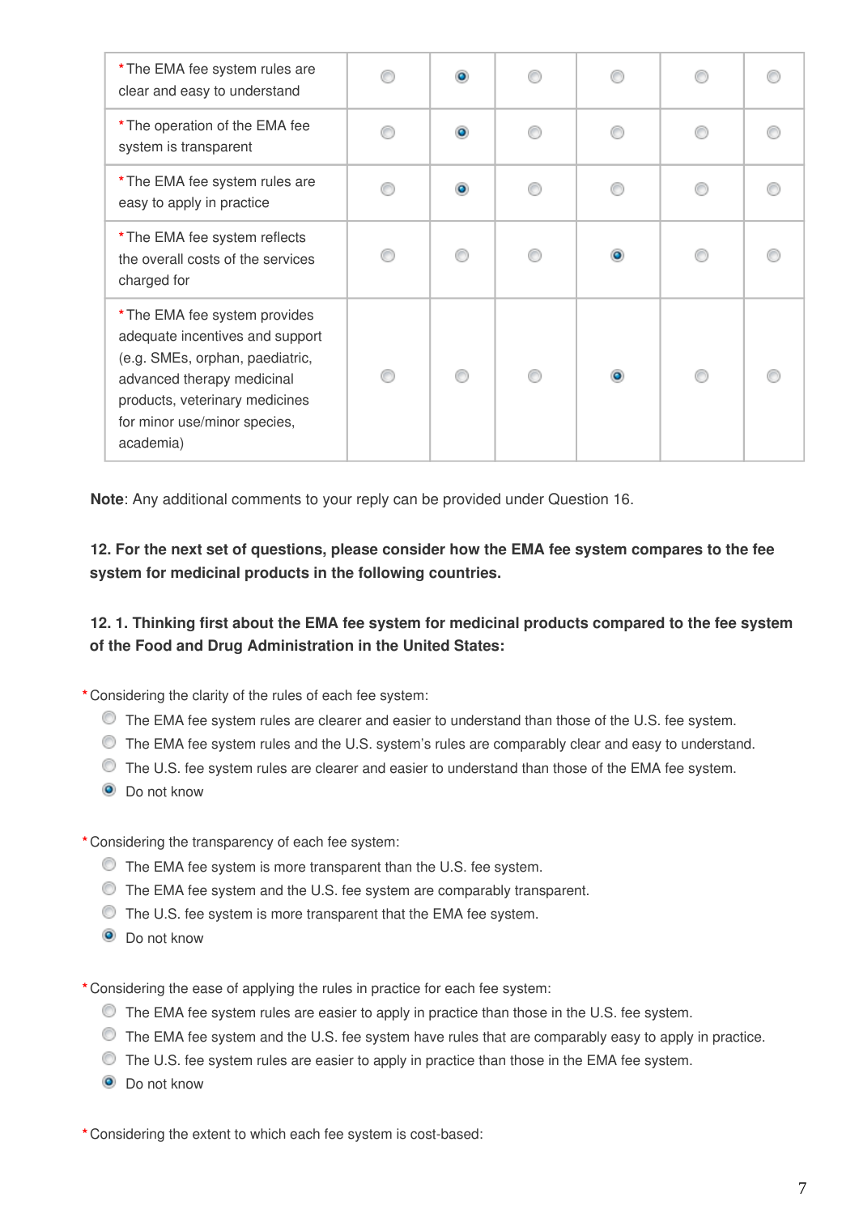| | | | | | | |
|---|---|---|---|---|---|---|
| *The EMA fee system rules are clear and easy to understand | ○ | ◉ | ○ | ○ | ○ | ○ |
| *The operation of the EMA fee system is transparent | ○ | ◉ | ○ | ○ | ○ | ○ |
| *The EMA fee system rules are easy to apply in practice | ○ | ◉ | ○ | ○ | ○ | ○ |
| *The EMA fee system reflects the overall costs of the services charged for | ○ | ○ | ○ | ◉ | ○ | ○ |
| *The EMA fee system provides adequate incentives and support (e.g. SMEs, orphan, paediatric, advanced therapy medicinal products, veterinary medicines for minor use/minor species, academia) | ○ | ○ | ○ | ◉ | ○ | ○ |

**Note**: Any additional comments to your reply can be provided under Question 16.

**12. For the next set of questions, please consider how the EMA fee system compares to the fee system for medicinal products in the following countries.**

**12. 1. Thinking first about the EMA fee system for medicinal products compared to the fee system of the Food and Drug Administration in the United States:**

*Considering the clarity of the rules of each fee system:

- ○ The EMA fee system rules are clearer and easier to understand than those of the U.S. fee system.
- ○ The EMA fee system rules and the U.S. system's rules are comparably clear and easy to understand.
- ○ The U.S. fee system rules are clearer and easier to understand than those of the EMA fee system.
- ◉ Do not know

*Considering the transparency of each fee system:

- ○ The EMA fee system is more transparent than the U.S. fee system.
- ○ The EMA fee system and the U.S. fee system are comparably transparent.
- ○ The U.S. fee system is more transparent that the EMA fee system.
- ◉ Do not know

*Considering the ease of applying the rules in practice for each fee system:

- ○ The EMA fee system rules are easier to apply in practice than those in the U.S. fee system.
- ○ The EMA fee system and the U.S. fee system have rules that are comparably easy to apply in practice.
- ○ The U.S. fee system rules are easier to apply in practice than those in the EMA fee system.
- ◉ Do not know

*Considering the extent to which each fee system is cost-based: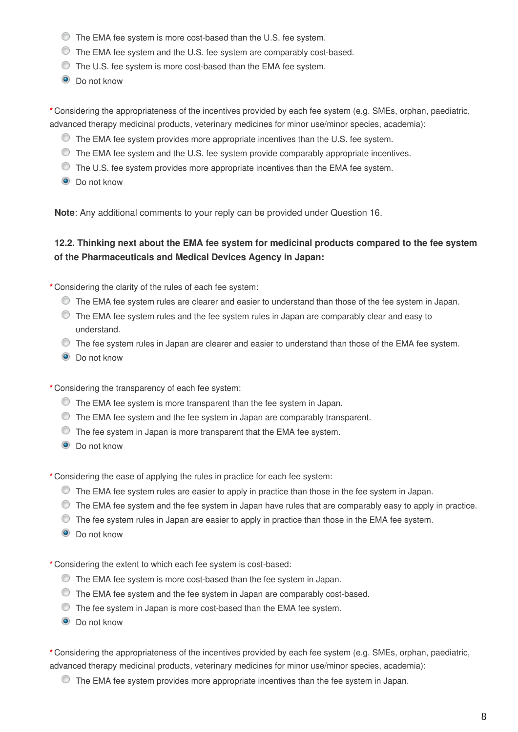- The EMA fee system is more cost-based than the U.S. fee system.
- The EMA fee system and the U.S. fee system are comparably cost-based.
- The U.S. fee system is more cost-based than the EMA fee system.
- ◉ Do not know

\* Considering the appropriateness of the incentives provided by each fee system (e.g. SMEs, orphan, paediatric, advanced therapy medicinal products, veterinary medicines for minor use/minor species, academia):

- The EMA fee system provides more appropriate incentives than the U.S. fee system.
- The EMA fee system and the U.S. fee system provide comparably appropriate incentives.
- The U.S. fee system provides more appropriate incentives than the EMA fee system.
- ◉ Do not know

**Note**: Any additional comments to your reply can be provided under Question 16.

**12.2. Thinking next about the EMA fee system for medicinal products compared to the fee system of the Pharmaceuticals and Medical Devices Agency in Japan:**

\* Considering the clarity of the rules of each fee system:

- The EMA fee system rules are clearer and easier to understand than those of the fee system in Japan.
- The EMA fee system rules and the fee system rules in Japan are comparably clear and easy to understand.
- The fee system rules in Japan are clearer and easier to understand than those of the EMA fee system.
- ◉ Do not know

\* Considering the transparency of each fee system:

- The EMA fee system is more transparent than the fee system in Japan.
- The EMA fee system and the fee system in Japan are comparably transparent.
- The fee system in Japan is more transparent that the EMA fee system.
- ◉ Do not know

\* Considering the ease of applying the rules in practice for each fee system:

- The EMA fee system rules are easier to apply in practice than those in the fee system in Japan.
- The EMA fee system and the fee system in Japan have rules that are comparably easy to apply in practice.
- The fee system rules in Japan are easier to apply in practice than those in the EMA fee system.
- ◉ Do not know

\* Considering the extent to which each fee system is cost-based:

- The EMA fee system is more cost-based than the fee system in Japan.
- The EMA fee system and the fee system in Japan are comparably cost-based.
- The fee system in Japan is more cost-based than the EMA fee system.
- ◉ Do not know

\* Considering the appropriateness of the incentives provided by each fee system (e.g. SMEs, orphan, paediatric, advanced therapy medicinal products, veterinary medicines for minor use/minor species, academia):

- The EMA fee system provides more appropriate incentives than the fee system in Japan.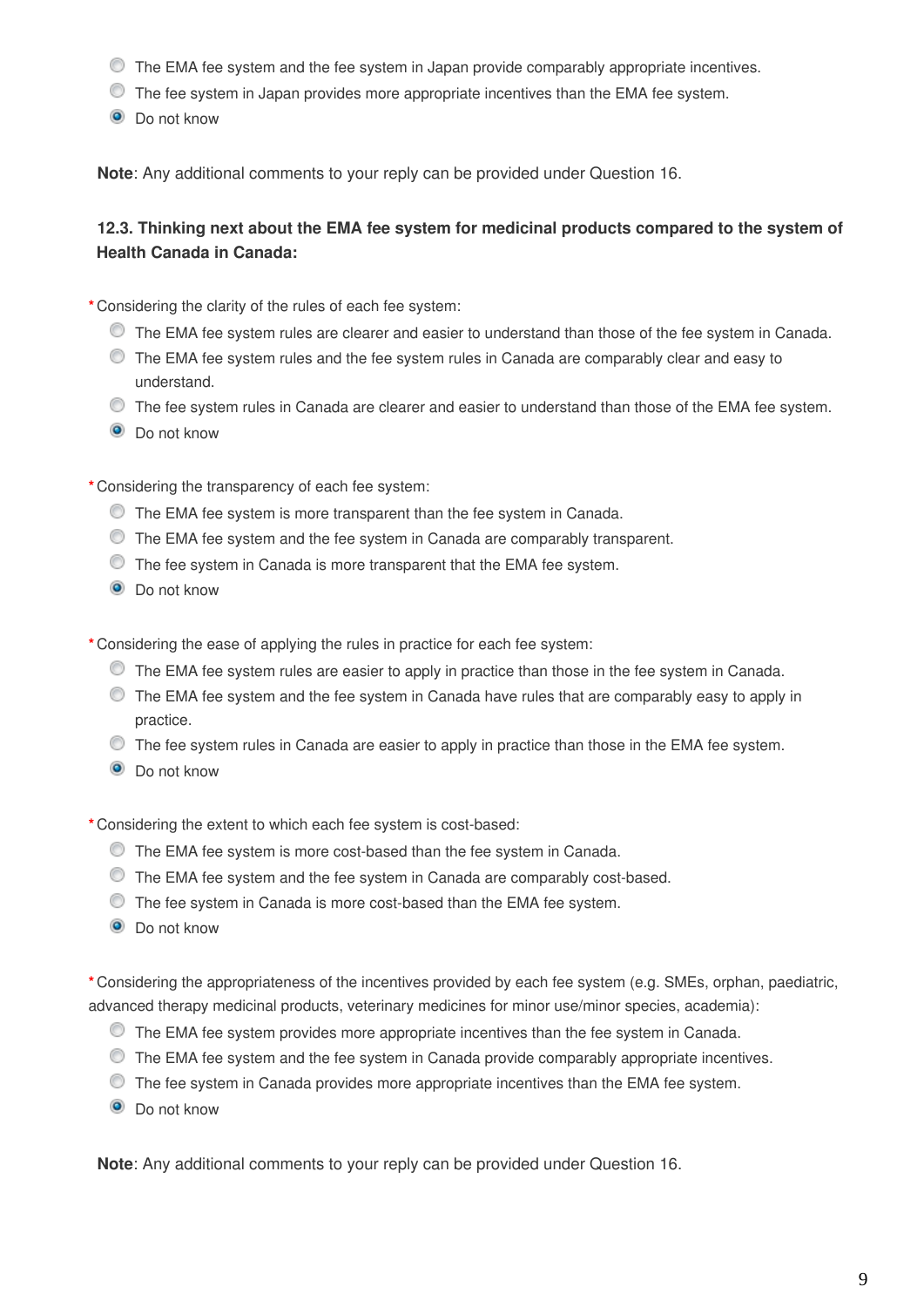- ◯ The EMA fee system and the fee system in Japan provide comparably appropriate incentives.
- ◯ The fee system in Japan provides more appropriate incentives than the EMA fee system.
- ◉ Do not know

**Note**: Any additional comments to your reply can be provided under Question 16.

**12.3. Thinking next about the EMA fee system for medicinal products compared to the system of Health Canada in Canada:**

*Considering the clarity of the rules of each fee system:

- ◯ The EMA fee system rules are clearer and easier to understand than those of the fee system in Canada.
- ◯ The EMA fee system rules and the fee system rules in Canada are comparably clear and easy to understand.
- ◯ The fee system rules in Canada are clearer and easier to understand than those of the EMA fee system.
- ◉ Do not know

*Considering the transparency of each fee system:

- ◯ The EMA fee system is more transparent than the fee system in Canada.
- ◯ The EMA fee system and the fee system in Canada are comparably transparent.
- ◯ The fee system in Canada is more transparent that the EMA fee system.
- ◉ Do not know

*Considering the ease of applying the rules in practice for each fee system:

- ◯ The EMA fee system rules are easier to apply in practice than those in the fee system in Canada.
- ◯ The EMA fee system and the fee system in Canada have rules that are comparably easy to apply in practice.
- ◯ The fee system rules in Canada are easier to apply in practice than those in the EMA fee system.
- ◉ Do not know

*Considering the extent to which each fee system is cost-based:

- ◯ The EMA fee system is more cost-based than the fee system in Canada.
- ◯ The EMA fee system and the fee system in Canada are comparably cost-based.
- ◯ The fee system in Canada is more cost-based than the EMA fee system.
- ◉ Do not know

*Considering the appropriateness of the incentives provided by each fee system (e.g. SMEs, orphan, paediatric, advanced therapy medicinal products, veterinary medicines for minor use/minor species, academia):

- ◯ The EMA fee system provides more appropriate incentives than the fee system in Canada.
- ◯ The EMA fee system and the fee system in Canada provide comparably appropriate incentives.
- ◯ The fee system in Canada provides more appropriate incentives than the EMA fee system.
- ◉ Do not know

**Note**: Any additional comments to your reply can be provided under Question 16.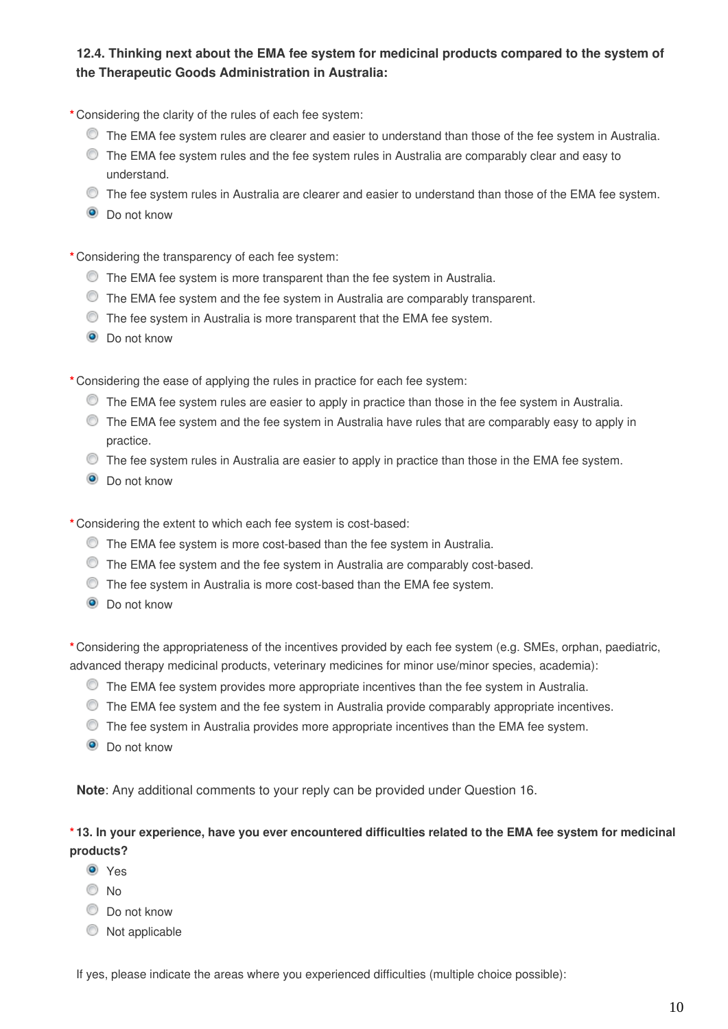**12.4. Thinking next about the EMA fee system for medicinal products compared to the system of the Therapeutic Goods Administration in Australia:**

* Considering the clarity of the rules of each fee system:

- ○ The EMA fee system rules are clearer and easier to understand than those of the fee system in Australia.
- ○ The EMA fee system rules and the fee system rules in Australia are comparably clear and easy to understand.
- ○ The fee system rules in Australia are clearer and easier to understand than those of the EMA fee system.
- ◉ Do not know

* Considering the transparency of each fee system:

- ○ The EMA fee system is more transparent than the fee system in Australia.
- ○ The EMA fee system and the fee system in Australia are comparably transparent.
- ○ The fee system in Australia is more transparent that the EMA fee system.
- ◉ Do not know

* Considering the ease of applying the rules in practice for each fee system:

- ○ The EMA fee system rules are easier to apply in practice than those in the fee system in Australia.
- ○ The EMA fee system and the fee system in Australia have rules that are comparably easy to apply in practice.
- ○ The fee system rules in Australia are easier to apply in practice than those in the EMA fee system.
- ◉ Do not know

* Considering the extent to which each fee system is cost-based:

- ○ The EMA fee system is more cost-based than the fee system in Australia.
- ○ The EMA fee system and the fee system in Australia are comparably cost-based.
- ○ The fee system in Australia is more cost-based than the EMA fee system.
- ◉ Do not know

* Considering the appropriateness of the incentives provided by each fee system (e.g. SMEs, orphan, paediatric, advanced therapy medicinal products, veterinary medicines for minor use/minor species, academia):

- ○ The EMA fee system provides more appropriate incentives than the fee system in Australia.
- ○ The EMA fee system and the fee system in Australia provide comparably appropriate incentives.
- ○ The fee system in Australia provides more appropriate incentives than the EMA fee system.
- ◉ Do not know

**Note**: Any additional comments to your reply can be provided under Question 16.

**\* 13. In your experience, have you ever encountered difficulties related to the EMA fee system for medicinal products?**

- ◉ Yes
- ○ No
- ○ Do not know
- ○ Not applicable

If yes, please indicate the areas where you experienced difficulties (multiple choice possible):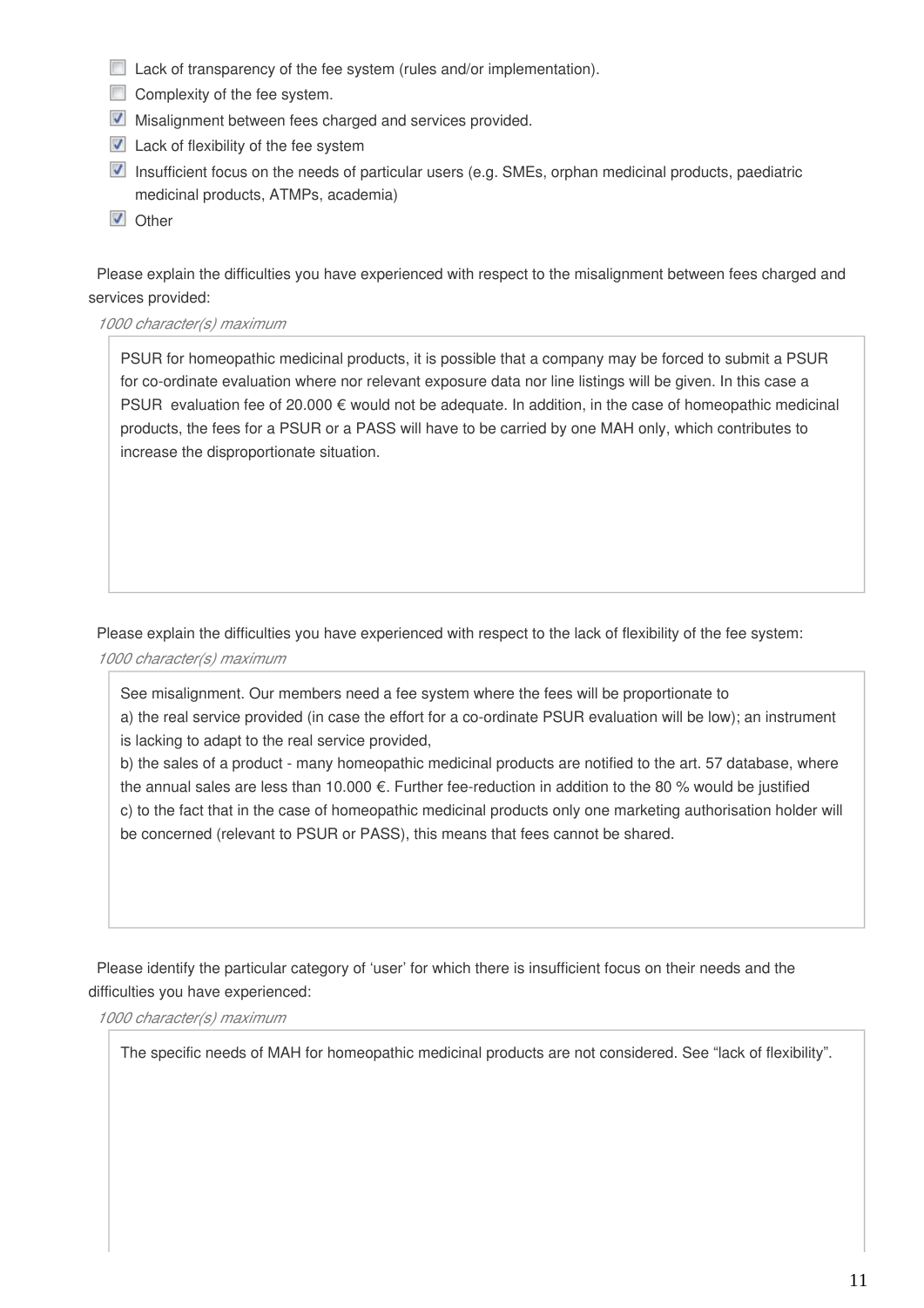- [ ] Lack of transparency of the fee system (rules and/or implementation).
- [ ] Complexity of the fee system.
- [x] Misalignment between fees charged and services provided.
- [x] Lack of flexibility of the fee system
- [x] Insufficient focus on the needs of particular users (e.g. SMEs, orphan medicinal products, paediatric medicinal products, ATMPs, academia)
- [x] Other

Please explain the difficulties you have experienced with respect to the misalignment between fees charged and services provided:

*1000 character(s) maximum*

PSUR for homeopathic medicinal products, it is possible that a company may be forced to submit a PSUR for co-ordinate evaluation where nor relevant exposure data nor line listings will be given. In this case a PSUR evaluation fee of 20.000 € would not be adequate. In addition, in the case of homeopathic medicinal products, the fees for a PSUR or a PASS will have to be carried by one MAH only, which contributes to increase the disproportionate situation.

Please explain the difficulties you have experienced with respect to the lack of flexibility of the fee system:

*1000 character(s) maximum*

See misalignment. Our members need a fee system where the fees will be proportionate to

a) the real service provided (in case the effort for a co-ordinate PSUR evaluation will be low); an instrument is lacking to adapt to the real service provided,

b) the sales of a product - many homeopathic medicinal products are notified to the art. 57 database, where the annual sales are less than 10.000 €. Further fee-reduction in addition to the 80 % would be justified

c) to the fact that in the case of homeopathic medicinal products only one marketing authorisation holder will be concerned (relevant to PSUR or PASS), this means that fees cannot be shared.

Please identify the particular category of 'user' for which there is insufficient focus on their needs and the difficulties you have experienced:

*1000 character(s) maximum*

The specific needs of MAH for homeopathic medicinal products are not considered. See "lack of flexibility".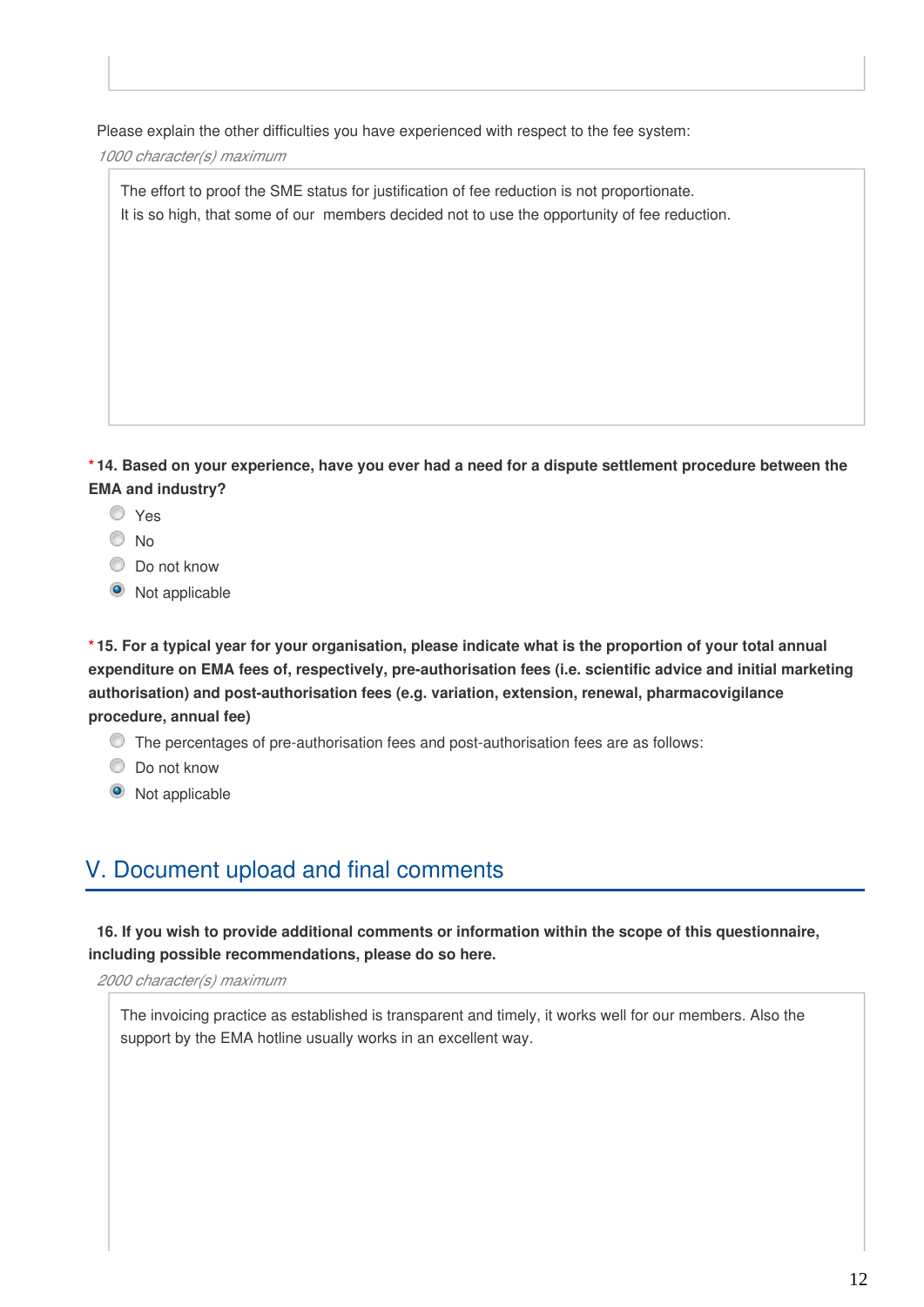Please explain the other difficulties you have experienced with respect to the fee system:

*1000 character(s) maximum*

The effort to proof the SME status for justification of fee reduction is not proportionate.
It is so high, that some of our members decided not to use the opportunity of fee reduction.

**\* 14. Based on your experience, have you ever had a need for a dispute settlement procedure between the EMA and industry?**

- ○ Yes
- ○ No
- ○ Do not know
- ● Not applicable

**\* 15. For a typical year for your organisation, please indicate what is the proportion of your total annual expenditure on EMA fees of, respectively, pre-authorisation fees (i.e. scientific advice and initial marketing authorisation) and post-authorisation fees (e.g. variation, extension, renewal, pharmacovigilance procedure, annual fee)**

- ○ The percentages of pre-authorisation fees and post-authorisation fees are as follows:
- ○ Do not know
- ● Not applicable

## V. Document upload and final comments

**16. If you wish to provide additional comments or information within the scope of this questionnaire, including possible recommendations, please do so here.**

*2000 character(s) maximum*

The invoicing practice as established is transparent and timely, it works well for our members. Also the support by the EMA hotline usually works in an excellent way.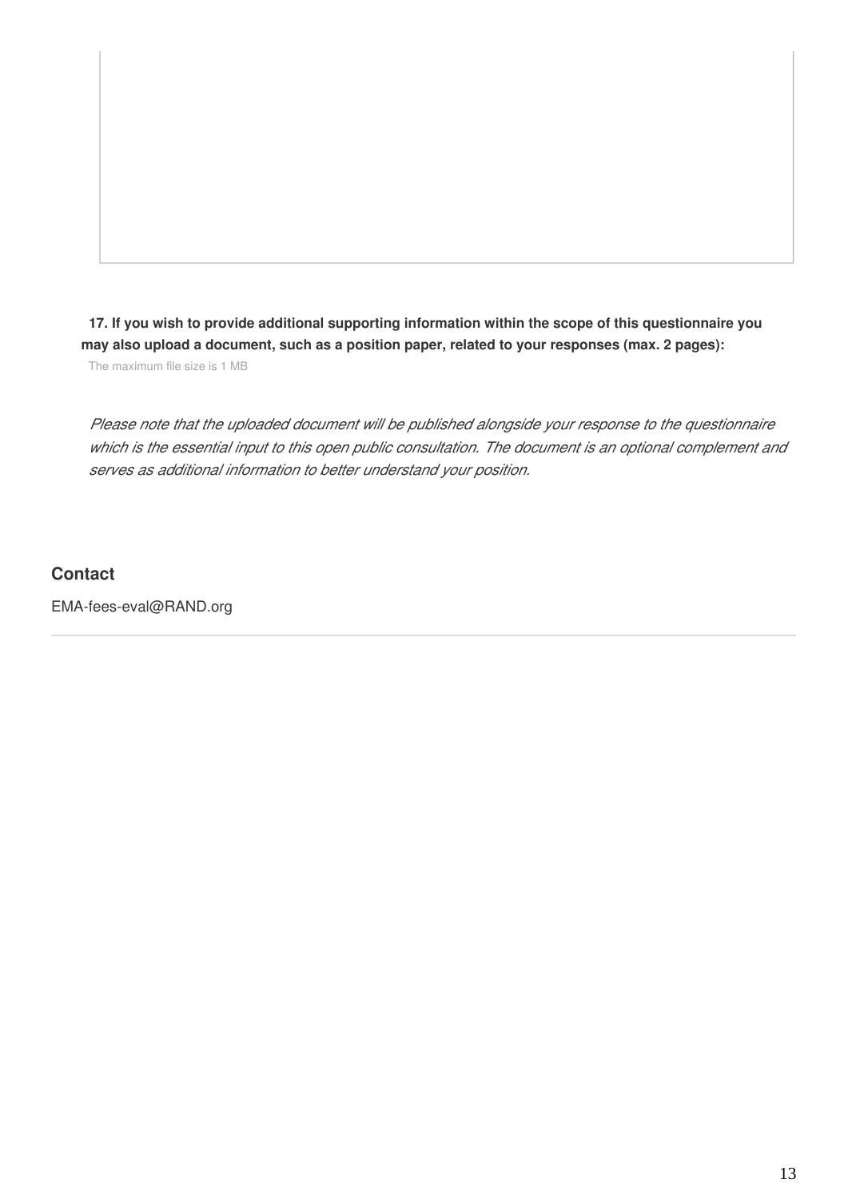**17. If you wish to provide additional supporting information within the scope of this questionnaire you may also upload a document, such as a position paper, related to your responses (max. 2 pages):**

The maximum file size is 1 MB

*Please note that the uploaded document will be published alongside your response to the questionnaire which is the essential input to this open public consultation. The document is an optional complement and serves as additional information to better understand your position.*

### Contact

EMA-fees-eval@RAND.org